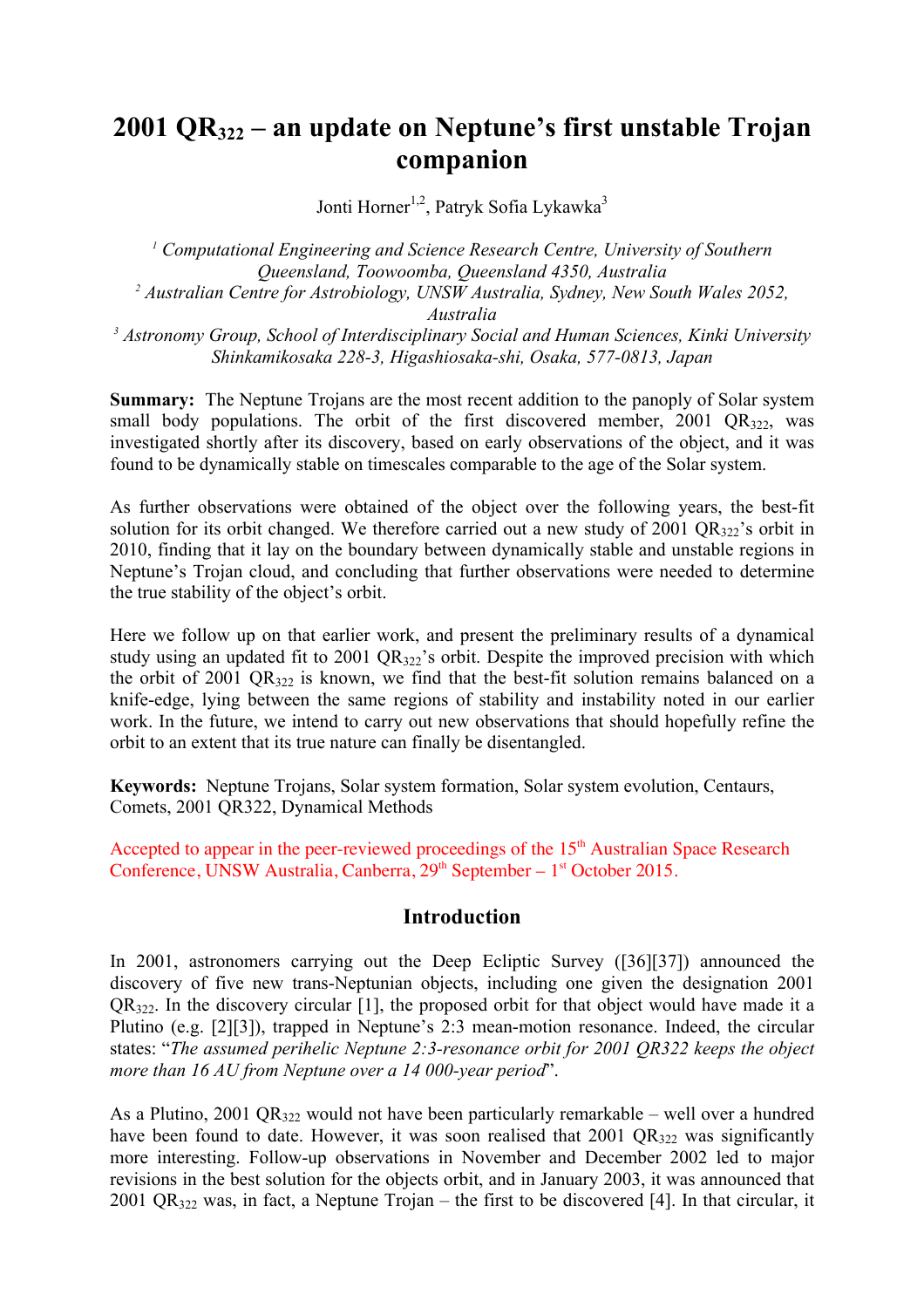# 2001 $QR_{322}$ – an update on Neptune's first unstable Trojan companion

Jonti Horner[1,2], Patryk Sofia Lykawka[3]

[1] *Computational Engineering and Science Research Centre, University of Southern Queensland, Toowoomba, Queensland 4350, Australia*
[2] *Australian Centre for Astrobiology, UNSW Australia, Sydney, New South Wales 2052, Australia*
[3] *Astronomy Group, School of Interdisciplinary Social and Human Sciences, Kinki University Shinkamikosaka 228-3, Higashiosaka-shi, Osaka, 577-0813, Japan*

**Summary:** The Neptune Trojans are the most recent addition to the panoply of Solar system small body populations. The orbit of the first discovered member, 2001 $QR_{322}$, was investigated shortly after its discovery, based on early observations of the object, and it was found to be dynamically stable on timescales comparable to the age of the Solar system.

As further observations were obtained of the object over the following years, the best-fit solution for its orbit changed. We therefore carried out a new study of 2001 $QR_{322}$'s orbit in 2010, finding that it lay on the boundary between dynamically stable and unstable regions in Neptune's Trojan cloud, and concluding that further observations were needed to determine the true stability of the object's orbit.

Here we follow up on that earlier work, and present the preliminary results of a dynamical study using an updated fit to 2001 $QR_{322}$'s orbit. Despite the improved precision with which the orbit of 2001 $QR_{322}$ is known, we find that the best-fit solution remains balanced on a knife-edge, lying between the same regions of stability and instability noted in our earlier work. In the future, we intend to carry out new observations that should hopefully refine the orbit to an extent that its true nature can finally be disentangled.

**Keywords:** Neptune Trojans, Solar system formation, Solar system evolution, Centaurs, Comets, 2001 QR322, Dynamical Methods

Accepted to appear in the peer-reviewed proceedings of the 15th Australian Space Research Conference, UNSW Australia, Canberra, 29th September – 1st October 2015.

## Introduction

In 2001, astronomers carrying out the Deep Ecliptic Survey ([36][37]) announced the discovery of five new trans-Neptunian objects, including one given the designation 2001 $QR_{322}$. In the discovery circular [1], the proposed orbit for that object would have made it a Plutino (e.g. [2][3]), trapped in Neptune's 2:3 mean-motion resonance. Indeed, the circular states: "*The assumed perihelic Neptune 2:3-resonance orbit for 2001 QR322 keeps the object more than 16 AU from Neptune over a 14 000-year period*".

As a Plutino, 2001 $QR_{322}$ would not have been particularly remarkable – well over a hundred have been found to date. However, it was soon realised that 2001 $QR_{322}$ was significantly more interesting. Follow-up observations in November and December 2002 led to major revisions in the best solution for the objects orbit, and in January 2003, it was announced that 2001 $QR_{322}$ was, in fact, a Neptune Trojan – the first to be discovered [4]. In that circular, it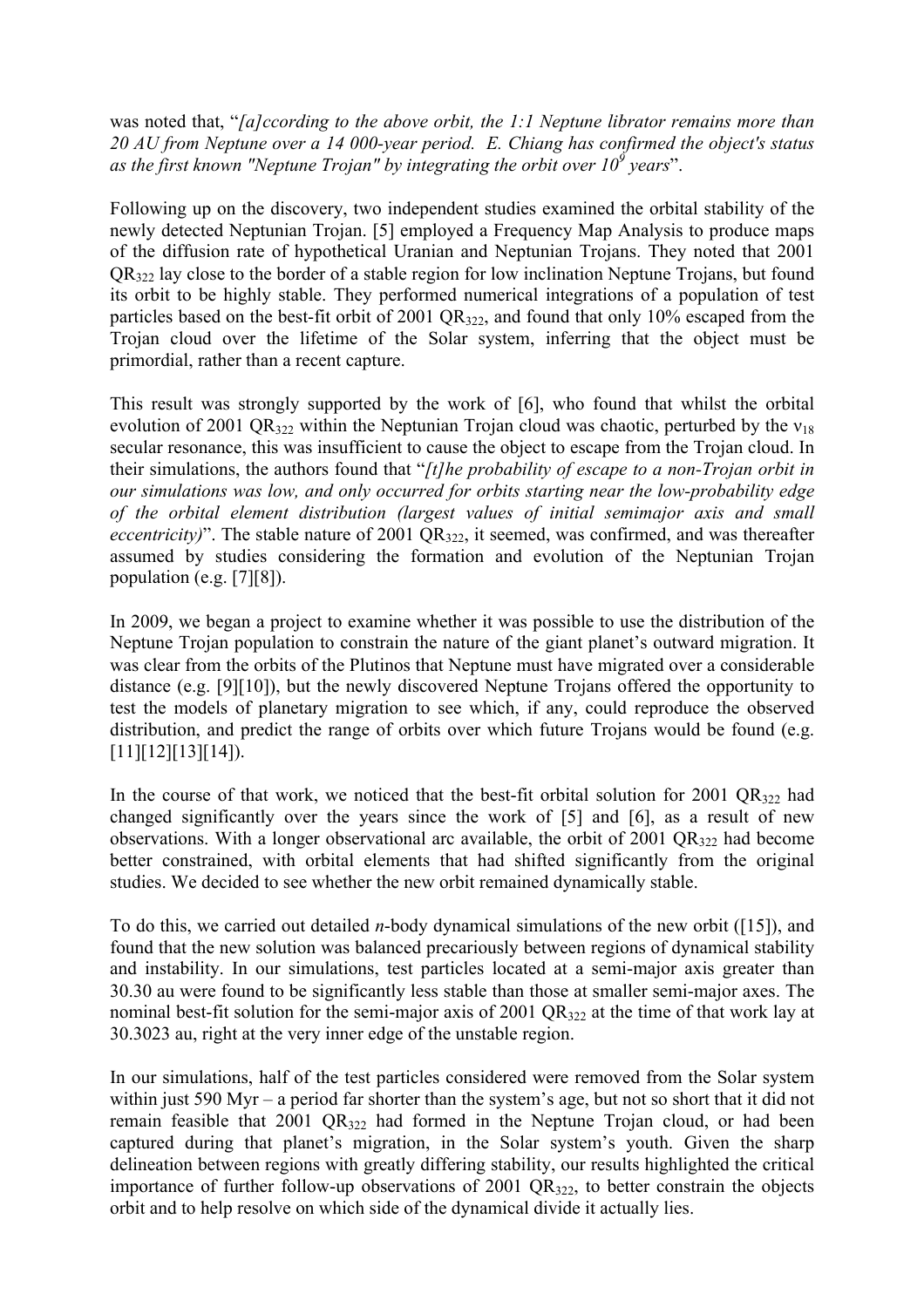was noted that, "*[a]ccording to the above orbit, the 1:1 Neptune librator remains more than 20 AU from Neptune over a 14 000-year period. E. Chiang has confirmed the object's status as the first known "Neptune Trojan" by integrating the orbit over $10^9$ years*".

Following up on the discovery, two independent studies examined the orbital stability of the newly detected Neptunian Trojan. [5] employed a Frequency Map Analysis to produce maps of the diffusion rate of hypothetical Uranian and Neptunian Trojans. They noted that 2001 $QR_{322}$ lay close to the border of a stable region for low inclination Neptune Trojans, but found its orbit to be highly stable. They performed numerical integrations of a population of test particles based on the best-fit orbit of 2001 $QR_{322}$, and found that only 10% escaped from the Trojan cloud over the lifetime of the Solar system, inferring that the object must be primordial, rather than a recent capture.

This result was strongly supported by the work of [6], who found that whilst the orbital evolution of 2001 $QR_{322}$ within the Neptunian Trojan cloud was chaotic, perturbed by the $\nu_{18}$ secular resonance, this was insufficient to cause the object to escape from the Trojan cloud. In their simulations, the authors found that "*[t]he probability of escape to a non-Trojan orbit in our simulations was low, and only occurred for orbits starting near the low-probability edge of the orbital element distribution (largest values of initial semimajor axis and small eccentricity)*". The stable nature of 2001 $QR_{322}$, it seemed, was confirmed, and was thereafter assumed by studies considering the formation and evolution of the Neptunian Trojan population (e.g. [7][8]).

In 2009, we began a project to examine whether it was possible to use the distribution of the Neptune Trojan population to constrain the nature of the giant planet's outward migration. It was clear from the orbits of the Plutinos that Neptune must have migrated over a considerable distance (e.g. [9][10]), but the newly discovered Neptune Trojans offered the opportunity to test the models of planetary migration to see which, if any, could reproduce the observed distribution, and predict the range of orbits over which future Trojans would be found (e.g. [11][12][13][14]).

In the course of that work, we noticed that the best-fit orbital solution for 2001 $QR_{322}$ had changed significantly over the years since the work of [5] and [6], as a result of new observations. With a longer observational arc available, the orbit of 2001 $QR_{322}$ had become better constrained, with orbital elements that had shifted significantly from the original studies. We decided to see whether the new orbit remained dynamically stable.

To do this, we carried out detailed *n*-body dynamical simulations of the new orbit ([15]), and found that the new solution was balanced precariously between regions of dynamical stability and instability. In our simulations, test particles located at a semi-major axis greater than 30.30 au were found to be significantly less stable than those at smaller semi-major axes. The nominal best-fit solution for the semi-major axis of 2001 $QR_{322}$ at the time of that work lay at 30.3023 au, right at the very inner edge of the unstable region.

In our simulations, half of the test particles considered were removed from the Solar system within just 590 Myr – a period far shorter than the system's age, but not so short that it did not remain feasible that 2001 $QR_{322}$ had formed in the Neptune Trojan cloud, or had been captured during that planet's migration, in the Solar system's youth. Given the sharp delineation between regions with greatly differing stability, our results highlighted the critical importance of further follow-up observations of 2001 $QR_{322}$, to better constrain the objects orbit and to help resolve on which side of the dynamical divide it actually lies.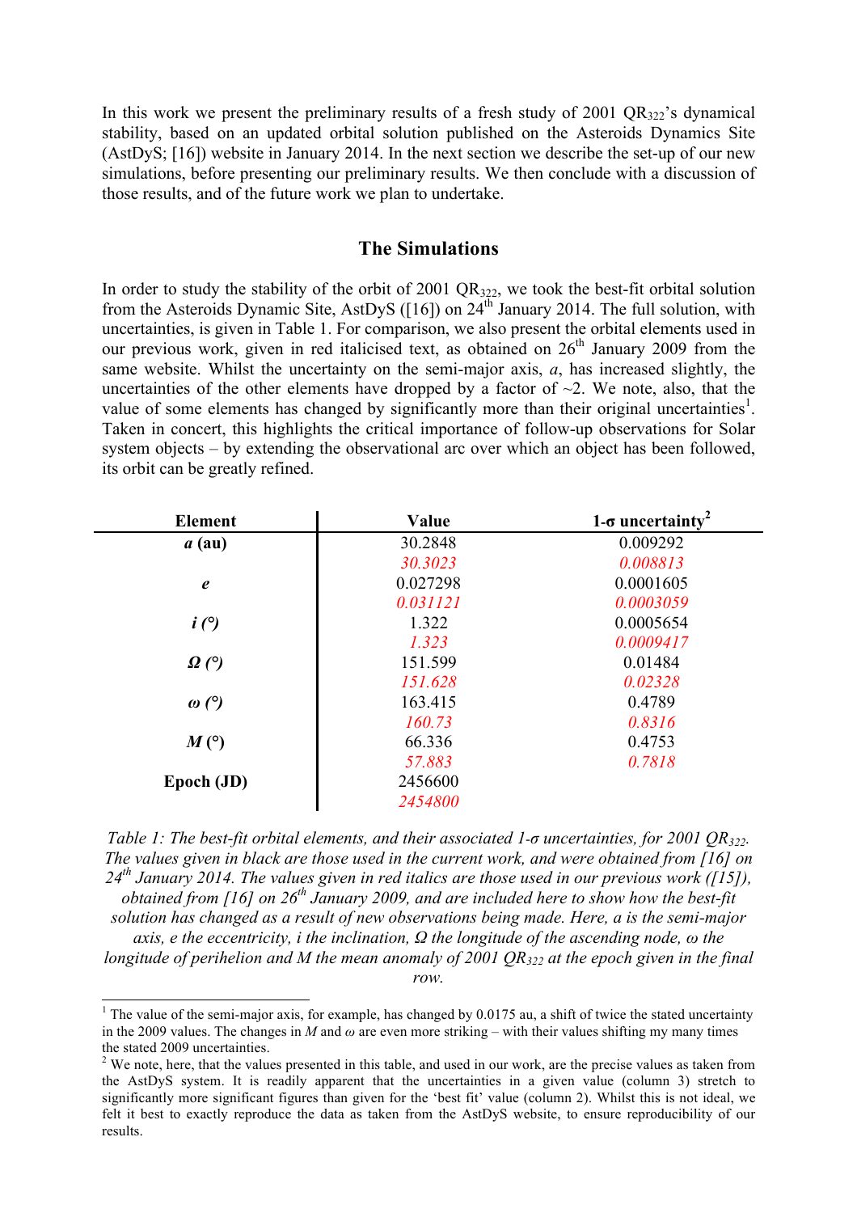In this work we present the preliminary results of a fresh study of 2001 $QR_{322}$'s dynamical stability, based on an updated orbital solution published on the Asteroids Dynamics Site (AstDyS; [16]) website in January 2014. In the next section we describe the set-up of our new simulations, before presenting our preliminary results. We then conclude with a discussion of those results, and of the future work we plan to undertake.

## The Simulations

In order to study the stability of the orbit of 2001 $QR_{322}$, we took the best-fit orbital solution from the Asteroids Dynamic Site, AstDyS ([16]) on 24[th] January 2014. The full solution, with uncertainties, is given in Table 1. For comparison, we also present the orbital elements used in our previous work, given in red italicised text, as obtained on 26[th] January 2009 from the same website. Whilst the uncertainty on the semi-major axis, $a$, has increased slightly, the uncertainties of the other elements have dropped by a factor of ~2. We note, also, that the value of some elements has changed by significantly more than their original uncertainties[1]. Taken in concert, this highlights the critical importance of follow-up observations for Solar system objects – by extending the observational arc over which an object has been followed, its orbit can be greatly refined.

| Element | Value | 1-σ uncertainty[2] |
|---|---|---|
| ***a* (au)** | 30.2848 | 0.009292 |
| | *30.3023* | *0.008813* |
| ***e*** | 0.027298 | 0.0001605 |
| | *0.031121* | *0.0003059* |
| ***i* (°)** | 1.322 | 0.0005654 |
| | *1.323* | *0.0009417* |
| ***Ω* (°)** | 151.599 | 0.01484 |
| | *151.628* | *0.02328* |
| ***ω* (°)** | 163.415 | 0.4789 |
| | *160.73* | *0.8316* |
| ***M* (°)** | 66.336 | 0.4753 |
| | *57.883* | *0.7818* |
| **Epoch (JD)** | 2456600 | |
| | *2454800* | |

*Table 1: The best-fit orbital elements, and their associated 1-σ uncertainties, for 2001 $QR_{322}$. The values given in black are those used in the current work, and were obtained from [16] on 24[th] January 2014. The values given in red italics are those used in our previous work ([15]), obtained from [16] on 26[th] January 2009, and are included here to show how the best-fit solution has changed as a result of new observations being made. Here, a is the semi-major axis, e the eccentricity, i the inclination, Ω the longitude of the ascending node, ω the longitude of perihelion and M the mean anomaly of 2001 $QR_{322}$ at the epoch given in the final row.*

---

[1] The value of the semi-major axis, for example, has changed by 0.0175 au, a shift of twice the stated uncertainty in the 2009 values. The changes in $M$ and $\omega$ are even more striking – with their values shifting my many times the stated 2009 uncertainties.

[2] We note, here, that the values presented in this table, and used in our work, are the precise values as taken from the AstDyS system. It is readily apparent that the uncertainties in a given value (column 3) stretch to significantly more significant figures than given for the 'best fit' value (column 2). Whilst this is not ideal, we felt it best to exactly reproduce the data as taken from the AstDyS website, to ensure reproducibility of our results.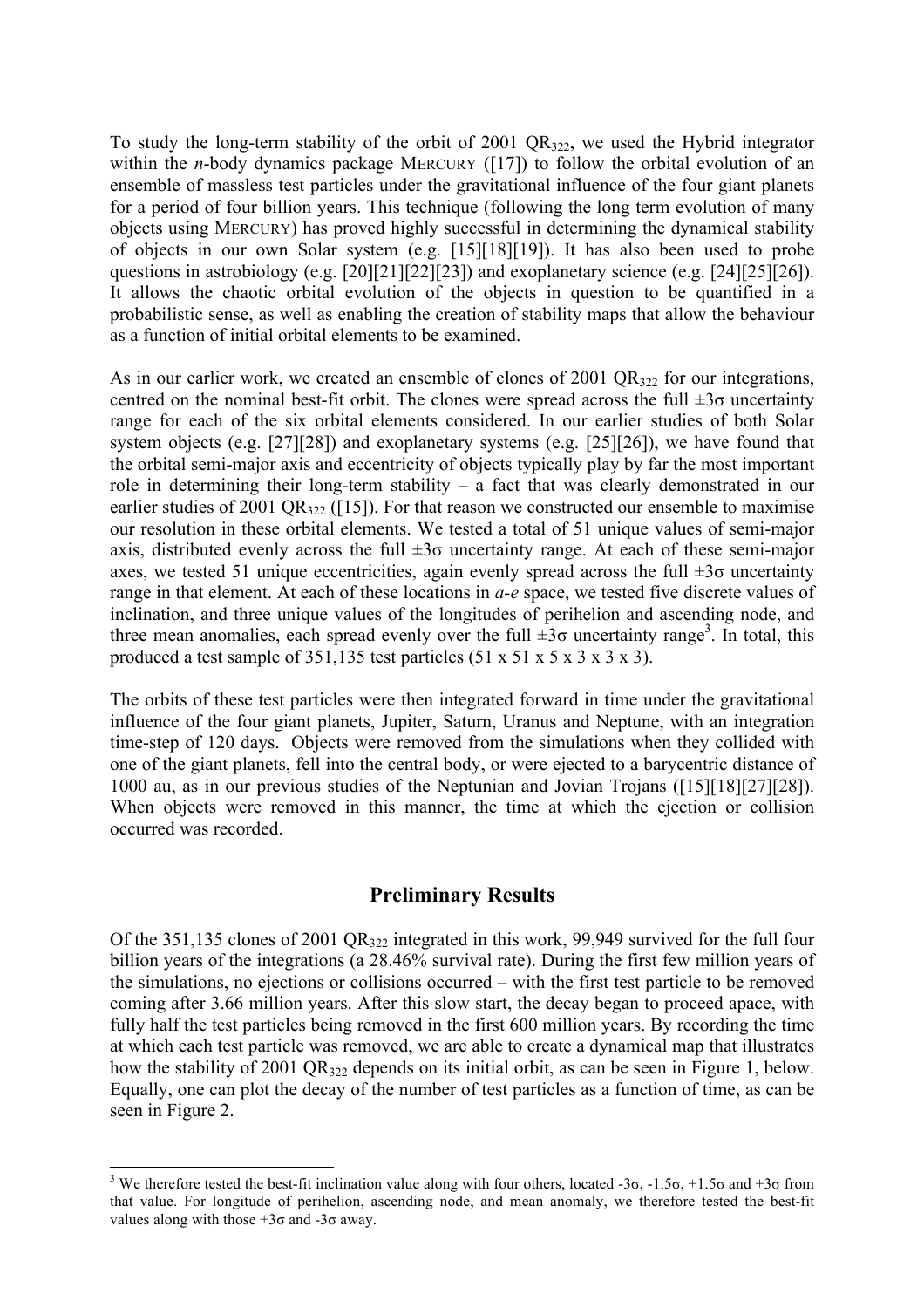To study the long-term stability of the orbit of 2001 $QR_{322}$, we used the Hybrid integrator within the *n*-body dynamics package MERCURY ([17]) to follow the orbital evolution of an ensemble of massless test particles under the gravitational influence of the four giant planets for a period of four billion years. This technique (following the long term evolution of many objects using MERCURY) has proved highly successful in determining the dynamical stability of objects in our own Solar system (e.g. [15][18][19]). It has also been used to probe questions in astrobiology (e.g. [20][21][22][23]) and exoplanetary science (e.g. [24][25][26]). It allows the chaotic orbital evolution of the objects in question to be quantified in a probabilistic sense, as well as enabling the creation of stability maps that allow the behaviour as a function of initial orbital elements to be examined.

As in our earlier work, we created an ensemble of clones of 2001 $QR_{322}$ for our integrations, centred on the nominal best-fit orbit. The clones were spread across the full ±3σ uncertainty range for each of the six orbital elements considered. In our earlier studies of both Solar system objects (e.g. [27][28]) and exoplanetary systems (e.g. [25][26]), we have found that the orbital semi-major axis and eccentricity of objects typically play by far the most important role in determining their long-term stability – a fact that was clearly demonstrated in our earlier studies of 2001 $QR_{322}$ ([15]). For that reason we constructed our ensemble to maximise our resolution in these orbital elements. We tested a total of 51 unique values of semi-major axis, distributed evenly across the full ±3σ uncertainty range. At each of these semi-major axes, we tested 51 unique eccentricities, again evenly spread across the full ±3σ uncertainty range in that element. At each of these locations in *a-e* space, we tested five discrete values of inclination, and three unique values of the longitudes of perihelion and ascending node, and three mean anomalies, each spread evenly over the full ±3σ uncertainty range[3]. In total, this produced a test sample of 351,135 test particles (51 x 51 x 5 x 3 x 3 x 3).

The orbits of these test particles were then integrated forward in time under the gravitational influence of the four giant planets, Jupiter, Saturn, Uranus and Neptune, with an integration time-step of 120 days. Objects were removed from the simulations when they collided with one of the giant planets, fell into the central body, or were ejected to a barycentric distance of 1000 au, as in our previous studies of the Neptunian and Jovian Trojans ([15][18][27][28]). When objects were removed in this manner, the time at which the ejection or collision occurred was recorded.

## Preliminary Results

Of the 351,135 clones of 2001 $QR_{322}$ integrated in this work, 99,949 survived for the full four billion years of the integrations (a 28.46% survival rate). During the first few million years of the simulations, no ejections or collisions occurred – with the first test particle to be removed coming after 3.66 million years. After this slow start, the decay began to proceed apace, with fully half the test particles being removed in the first 600 million years. By recording the time at which each test particle was removed, we are able to create a dynamical map that illustrates how the stability of 2001 $QR_{322}$ depends on its initial orbit, as can be seen in Figure 1, below. Equally, one can plot the decay of the number of test particles as a function of time, as can be seen in Figure 2.

---

[3] We therefore tested the best-fit inclination value along with four others, located -3σ, -1.5σ, +1.5σ and +3σ from that value. For longitude of perihelion, ascending node, and mean anomaly, we therefore tested the best-fit values along with those +3σ and -3σ away.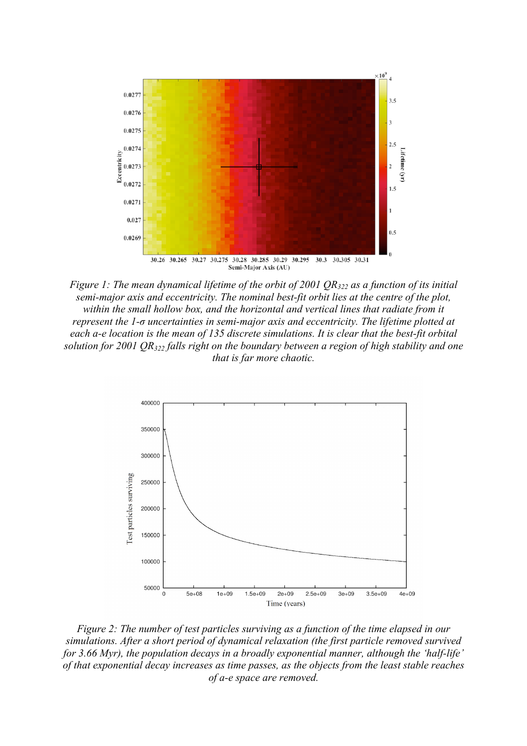*Figure 1: The mean dynamical lifetime of the orbit of 2001 $QR_{322}$ as a function of its initial semi-major axis and eccentricity. The nominal best-fit orbit lies at the centre of the plot, within the small hollow box, and the horizontal and vertical lines that radiate from it represent the 1-σ uncertainties in semi-major axis and eccentricity. The lifetime plotted at each a-e location is the mean of 135 discrete simulations. It is clear that the best-fit orbital solution for 2001 $QR_{322}$ falls right on the boundary between a region of high stability and one that is far more chaotic.*

*Figure 2: The number of test particles surviving as a function of the time elapsed in our simulations. After a short period of dynamical relaxation (the first particle removed survived for 3.66 Myr), the population decays in a broadly exponential manner, although the 'half-life' of that exponential decay increases as time passes, as the objects from the least stable reaches of a-e space are removed.*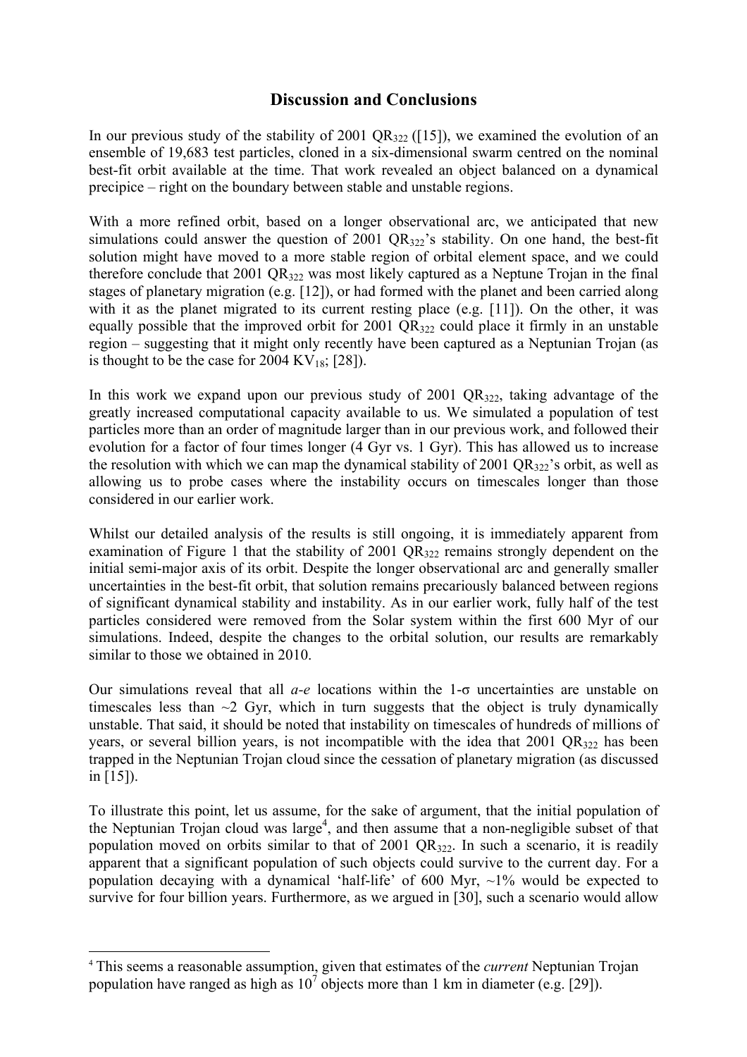## Discussion and Conclusions

In our previous study of the stability of 2001 $QR_{322}$ ([15]), we examined the evolution of an ensemble of 19,683 test particles, cloned in a six-dimensional swarm centred on the nominal best-fit orbit available at the time. That work revealed an object balanced on a dynamical precipice – right on the boundary between stable and unstable regions.

With a more refined orbit, based on a longer observational arc, we anticipated that new simulations could answer the question of 2001 $QR_{322}$'s stability. On one hand, the best-fit solution might have moved to a more stable region of orbital element space, and we could therefore conclude that 2001 $QR_{322}$ was most likely captured as a Neptune Trojan in the final stages of planetary migration (e.g. [12]), or had formed with the planet and been carried along with it as the planet migrated to its current resting place (e.g. [11]). On the other, it was equally possible that the improved orbit for 2001 $QR_{322}$ could place it firmly in an unstable region – suggesting that it might only recently have been captured as a Neptunian Trojan (as is thought to be the case for 2004 $KV_{18}$; [28]).

In this work we expand upon our previous study of 2001 $QR_{322}$, taking advantage of the greatly increased computational capacity available to us. We simulated a population of test particles more than an order of magnitude larger than in our previous work, and followed their evolution for a factor of four times longer (4 Gyr vs. 1 Gyr). This has allowed us to increase the resolution with which we can map the dynamical stability of 2001 $QR_{322}$'s orbit, as well as allowing us to probe cases where the instability occurs on timescales longer than those considered in our earlier work.

Whilst our detailed analysis of the results is still ongoing, it is immediately apparent from examination of Figure 1 that the stability of 2001 $QR_{322}$ remains strongly dependent on the initial semi-major axis of its orbit. Despite the longer observational arc and generally smaller uncertainties in the best-fit orbit, that solution remains precariously balanced between regions of significant dynamical stability and instability. As in our earlier work, fully half of the test particles considered were removed from the Solar system within the first 600 Myr of our simulations. Indeed, despite the changes to the orbital solution, our results are remarkably similar to those we obtained in 2010.

Our simulations reveal that all *a*-*e* locations within the 1-σ uncertainties are unstable on timescales less than ~2 Gyr, which in turn suggests that the object is truly dynamically unstable. That said, it should be noted that instability on timescales of hundreds of millions of years, or several billion years, is not incompatible with the idea that 2001 $QR_{322}$ has been trapped in the Neptunian Trojan cloud since the cessation of planetary migration (as discussed in [15]).

To illustrate this point, let us assume, for the sake of argument, that the initial population of the Neptunian Trojan cloud was large[4], and then assume that a non-negligible subset of that population moved on orbits similar to that of 2001 $QR_{322}$. In such a scenario, it is readily apparent that a significant population of such objects could survive to the current day. For a population decaying with a dynamical 'half-life' of 600 Myr, ~1% would be expected to survive for four billion years. Furthermore, as we argued in [30], such a scenario would allow

[4] This seems a reasonable assumption, given that estimates of the *current* Neptunian Trojan population have ranged as high as $10^7$ objects more than 1 km in diameter (e.g. [29]).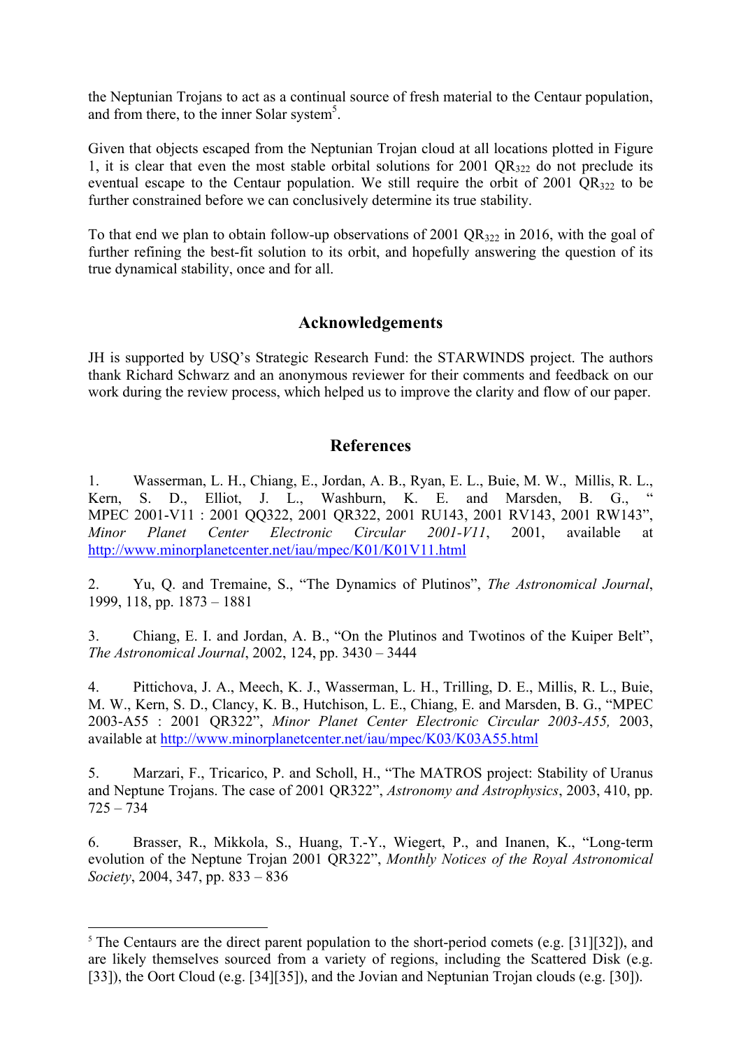the Neptunian Trojans to act as a continual source of fresh material to the Centaur population, and from there, to the inner Solar system[5].

Given that objects escaped from the Neptunian Trojan cloud at all locations plotted in Figure 1, it is clear that even the most stable orbital solutions for 2001 $QR_{322}$ do not preclude its eventual escape to the Centaur population. We still require the orbit of 2001 $QR_{322}$ to be further constrained before we can conclusively determine its true stability.

To that end we plan to obtain follow-up observations of 2001 $QR_{322}$ in 2016, with the goal of further refining the best-fit solution to its orbit, and hopefully answering the question of its true dynamical stability, once and for all.

## Acknowledgements

JH is supported by USQ's Strategic Research Fund: the STARWINDS project. The authors thank Richard Schwarz and an anonymous reviewer for their comments and feedback on our work during the review process, which helped us to improve the clarity and flow of our paper.

## References

1. Wasserman, L. H., Chiang, E., Jordan, A. B., Ryan, E. L., Buie, M. W., Millis, R. L., Kern, S. D., Elliot, J. L., Washburn, K. E. and Marsden, B. G., " MPEC 2001-V11 : 2001 QQ322, 2001 QR322, 2001 RU143, 2001 RV143, 2001 RW143", *Minor Planet Center Electronic Circular 2001-V11*, 2001, available at http://www.minorplanetcenter.net/iau/mpec/K01/K01V11.html

2. Yu, Q. and Tremaine, S., "The Dynamics of Plutinos", *The Astronomical Journal*, 1999, 118, pp. 1873 – 1881

3. Chiang, E. I. and Jordan, A. B., "On the Plutinos and Twotinos of the Kuiper Belt", *The Astronomical Journal*, 2002, 124, pp. 3430 – 3444

4. Pittichova, J. A., Meech, K. J., Wasserman, L. H., Trilling, D. E., Millis, R. L., Buie, M. W., Kern, S. D., Clancy, K. B., Hutchison, L. E., Chiang, E. and Marsden, B. G., "MPEC 2003-A55 : 2001 QR322", *Minor Planet Center Electronic Circular 2003-A55,* 2003, available at http://www.minorplanetcenter.net/iau/mpec/K03/K03A55.html

5. Marzari, F., Tricarico, P. and Scholl, H., "The MATROS project: Stability of Uranus and Neptune Trojans. The case of 2001 QR322", *Astronomy and Astrophysics*, 2003, 410, pp. 725 – 734

6. Brasser, R., Mikkola, S., Huang, T.-Y., Wiegert, P., and Inanen, K., "Long-term evolution of the Neptune Trojan 2001 QR322", *Monthly Notices of the Royal Astronomical Society*, 2004, 347, pp. 833 – 836

---

[5] The Centaurs are the direct parent population to the short-period comets (e.g. [31][32]), and are likely themselves sourced from a variety of regions, including the Scattered Disk (e.g. [33]), the Oort Cloud (e.g. [34][35]), and the Jovian and Neptunian Trojan clouds (e.g. [30]).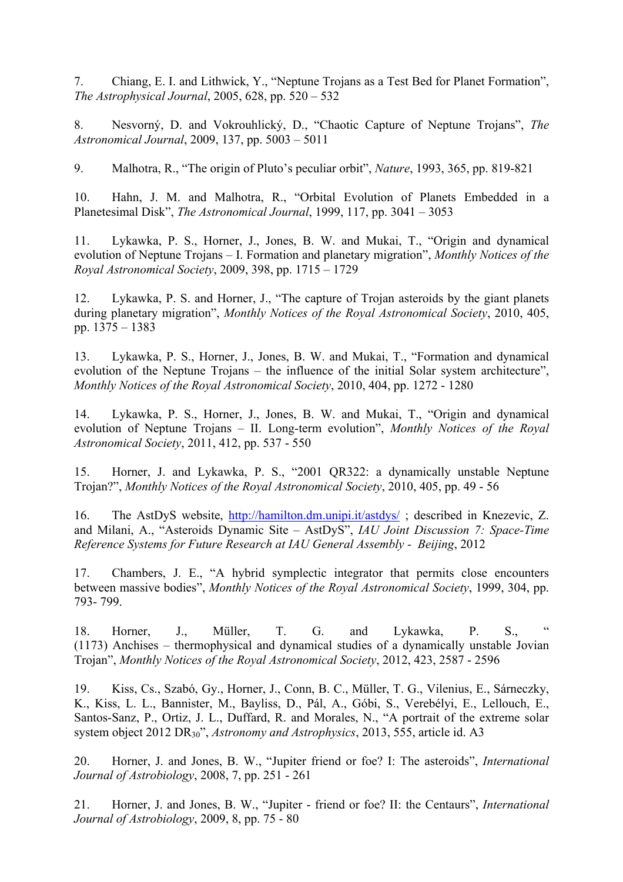7. Chiang, E. I. and Lithwick, Y., "Neptune Trojans as a Test Bed for Planet Formation", *The Astrophysical Journal*, 2005, 628, pp. 520 – 532

8. Nesvorný, D. and Vokrouhlický, D., "Chaotic Capture of Neptune Trojans", *The Astronomical Journal*, 2009, 137, pp. 5003 – 5011

9. Malhotra, R., "The origin of Pluto's peculiar orbit", *Nature*, 1993, 365, pp. 819-821

10. Hahn, J. M. and Malhotra, R., "Orbital Evolution of Planets Embedded in a Planetesimal Disk", *The Astronomical Journal*, 1999, 117, pp. 3041 – 3053

11. Lykawka, P. S., Horner, J., Jones, B. W. and Mukai, T., "Origin and dynamical evolution of Neptune Trojans – I. Formation and planetary migration", *Monthly Notices of the Royal Astronomical Society*, 2009, 398, pp. 1715 – 1729

12. Lykawka, P. S. and Horner, J., "The capture of Trojan asteroids by the giant planets during planetary migration", *Monthly Notices of the Royal Astronomical Society*, 2010, 405, pp. 1375 – 1383

13. Lykawka, P. S., Horner, J., Jones, B. W. and Mukai, T., "Formation and dynamical evolution of the Neptune Trojans – the influence of the initial Solar system architecture", *Monthly Notices of the Royal Astronomical Society*, 2010, 404, pp. 1272 - 1280

14. Lykawka, P. S., Horner, J., Jones, B. W. and Mukai, T., "Origin and dynamical evolution of Neptune Trojans – II. Long-term evolution", *Monthly Notices of the Royal Astronomical Society*, 2011, 412, pp. 537 - 550

15. Horner, J. and Lykawka, P. S., "2001 QR322: a dynamically unstable Neptune Trojan?", *Monthly Notices of the Royal Astronomical Society*, 2010, 405, pp. 49 - 56

16. The AstDyS website, http://hamilton.dm.unipi.it/astdys/ ; described in Knezevic, Z. and Milani, A., "Asteroids Dynamic Site – AstDyS", *IAU Joint Discussion 7: Space-Time Reference Systems for Future Research at IAU General Assembly - Beijing*, 2012

17. Chambers, J. E., "A hybrid symplectic integrator that permits close encounters between massive bodies", *Monthly Notices of the Royal Astronomical Society*, 1999, 304, pp. 793- 799.

18. Horner, J., Müller, T. G. and Lykawka, P. S., "(1173) Anchises – thermophysical and dynamical studies of a dynamically unstable Jovian Trojan", *Monthly Notices of the Royal Astronomical Society*, 2012, 423, 2587 - 2596

19. Kiss, Cs., Szabó, Gy., Horner, J., Conn, B. C., Müller, T. G., Vilenius, E., Sárneczky, K., Kiss, L. L., Bannister, M., Bayliss, D., Pál, A., Góbi, S., Verebélyi, E., Lellouch, E., Santos-Sanz, P., Ortiz, J. L., Duffard, R. and Morales, N., "A portrait of the extreme solar system object 2012 $DR_{30}$", *Astronomy and Astrophysics*, 2013, 555, article id. A3

20. Horner, J. and Jones, B. W., "Jupiter friend or foe? I: The asteroids", *International Journal of Astrobiology*, 2008, 7, pp. 251 - 261

21. Horner, J. and Jones, B. W., "Jupiter - friend or foe? II: the Centaurs", *International Journal of Astrobiology*, 2009, 8, pp. 75 - 80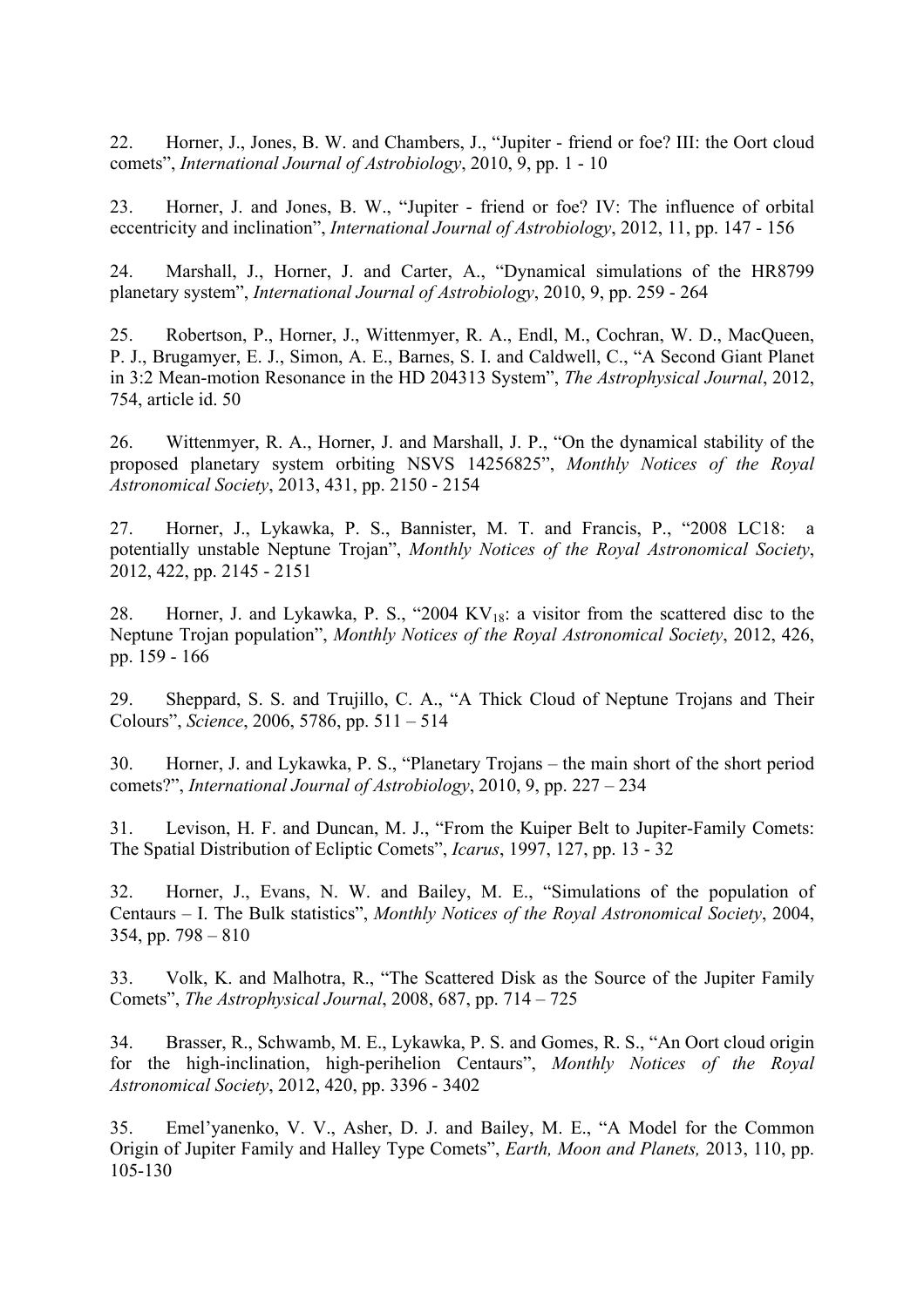22. Horner, J., Jones, B. W. and Chambers, J., "Jupiter - friend or foe? III: the Oort cloud comets", *International Journal of Astrobiology*, 2010, 9, pp. 1 - 10

23. Horner, J. and Jones, B. W., "Jupiter - friend or foe? IV: The influence of orbital eccentricity and inclination", *International Journal of Astrobiology*, 2012, 11, pp. 147 - 156

24. Marshall, J., Horner, J. and Carter, A., "Dynamical simulations of the HR8799 planetary system", *International Journal of Astrobiology*, 2010, 9, pp. 259 - 264

25. Robertson, P., Horner, J., Wittenmyer, R. A., Endl, M., Cochran, W. D., MacQueen, P. J., Brugamyer, E. J., Simon, A. E., Barnes, S. I. and Caldwell, C., "A Second Giant Planet in 3:2 Mean-motion Resonance in the HD 204313 System", *The Astrophysical Journal*, 2012, 754, article id. 50

26. Wittenmyer, R. A., Horner, J. and Marshall, J. P., "On the dynamical stability of the proposed planetary system orbiting NSVS 14256825", *Monthly Notices of the Royal Astronomical Society*, 2013, 431, pp. 2150 - 2154

27. Horner, J., Lykawka, P. S., Bannister, M. T. and Francis, P., "2008 LC18: a potentially unstable Neptune Trojan", *Monthly Notices of the Royal Astronomical Society*, 2012, 422, pp. 2145 - 2151

28. Horner, J. and Lykawka, P. S., "2004 $KV_{18}$: a visitor from the scattered disc to the Neptune Trojan population", *Monthly Notices of the Royal Astronomical Society*, 2012, 426, pp. 159 - 166

29. Sheppard, S. S. and Trujillo, C. A., "A Thick Cloud of Neptune Trojans and Their Colours", *Science*, 2006, 5786, pp. 511 – 514

30. Horner, J. and Lykawka, P. S., "Planetary Trojans – the main short of the short period comets?", *International Journal of Astrobiology*, 2010, 9, pp. 227 – 234

31. Levison, H. F. and Duncan, M. J., "From the Kuiper Belt to Jupiter-Family Comets: The Spatial Distribution of Ecliptic Comets", *Icarus*, 1997, 127, pp. 13 - 32

32. Horner, J., Evans, N. W. and Bailey, M. E., "Simulations of the population of Centaurs – I. The Bulk statistics", *Monthly Notices of the Royal Astronomical Society*, 2004, 354, pp. 798 – 810

33. Volk, K. and Malhotra, R., "The Scattered Disk as the Source of the Jupiter Family Comets", *The Astrophysical Journal*, 2008, 687, pp. 714 – 725

34. Brasser, R., Schwamb, M. E., Lykawka, P. S. and Gomes, R. S., "An Oort cloud origin for the high-inclination, high-perihelion Centaurs", *Monthly Notices of the Royal Astronomical Society*, 2012, 420, pp. 3396 - 3402

35. Emel'yanenko, V. V., Asher, D. J. and Bailey, M. E., "A Model for the Common Origin of Jupiter Family and Halley Type Comets", *Earth, Moon and Planets,* 2013, 110, pp. 105-130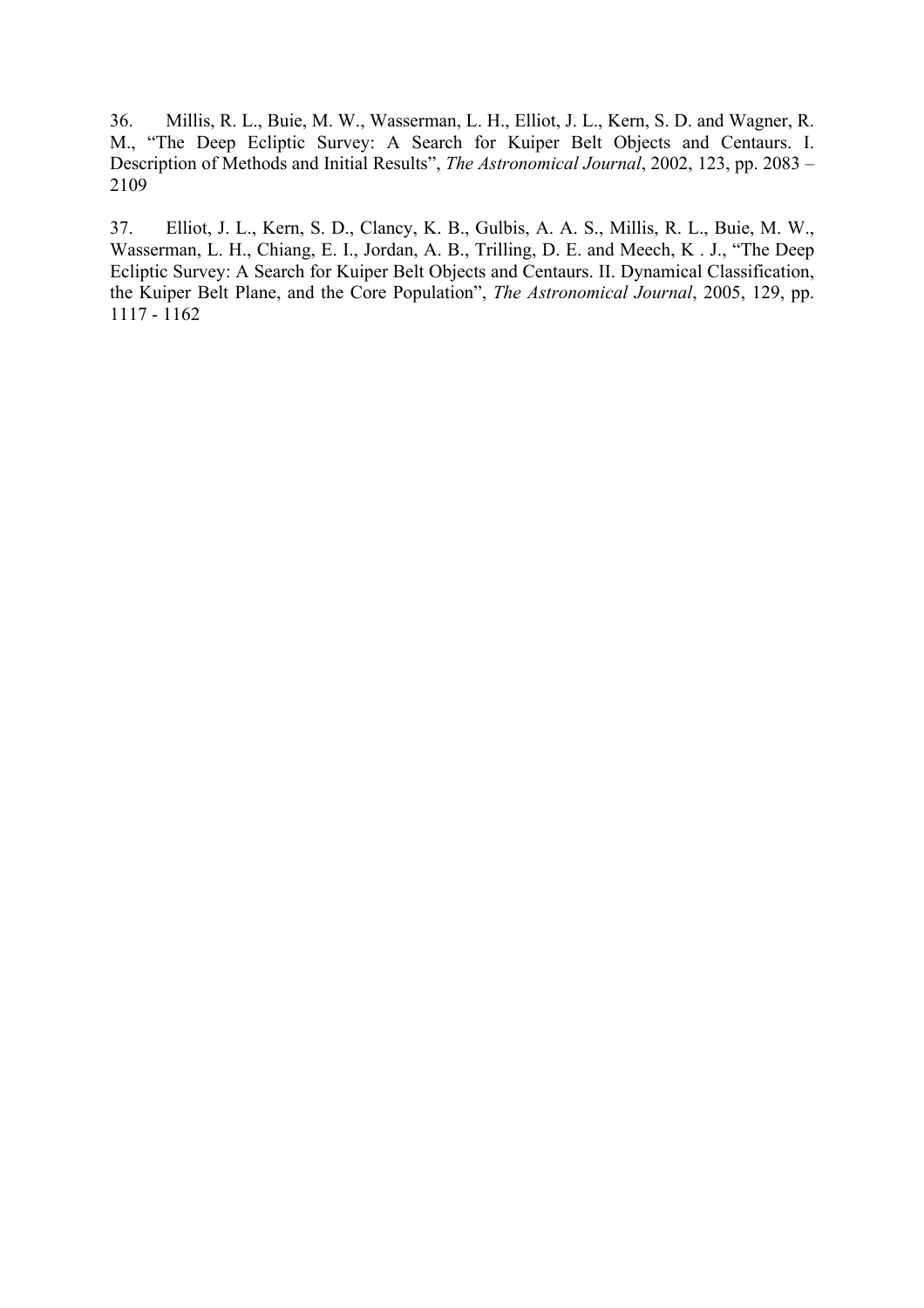36. Millis, R. L., Buie, M. W., Wasserman, L. H., Elliot, J. L., Kern, S. D. and Wagner, R. M., "The Deep Ecliptic Survey: A Search for Kuiper Belt Objects and Centaurs. I. Description of Methods and Initial Results", *The Astronomical Journal*, 2002, 123, pp. 2083 – 2109

37. Elliot, J. L., Kern, S. D., Clancy, K. B., Gulbis, A. A. S., Millis, R. L., Buie, M. W., Wasserman, L. H., Chiang, E. I., Jordan, A. B., Trilling, D. E. and Meech, K . J., "The Deep Ecliptic Survey: A Search for Kuiper Belt Objects and Centaurs. II. Dynamical Classification, the Kuiper Belt Plane, and the Core Population", *The Astronomical Journal*, 2005, 129, pp. 1117 - 1162